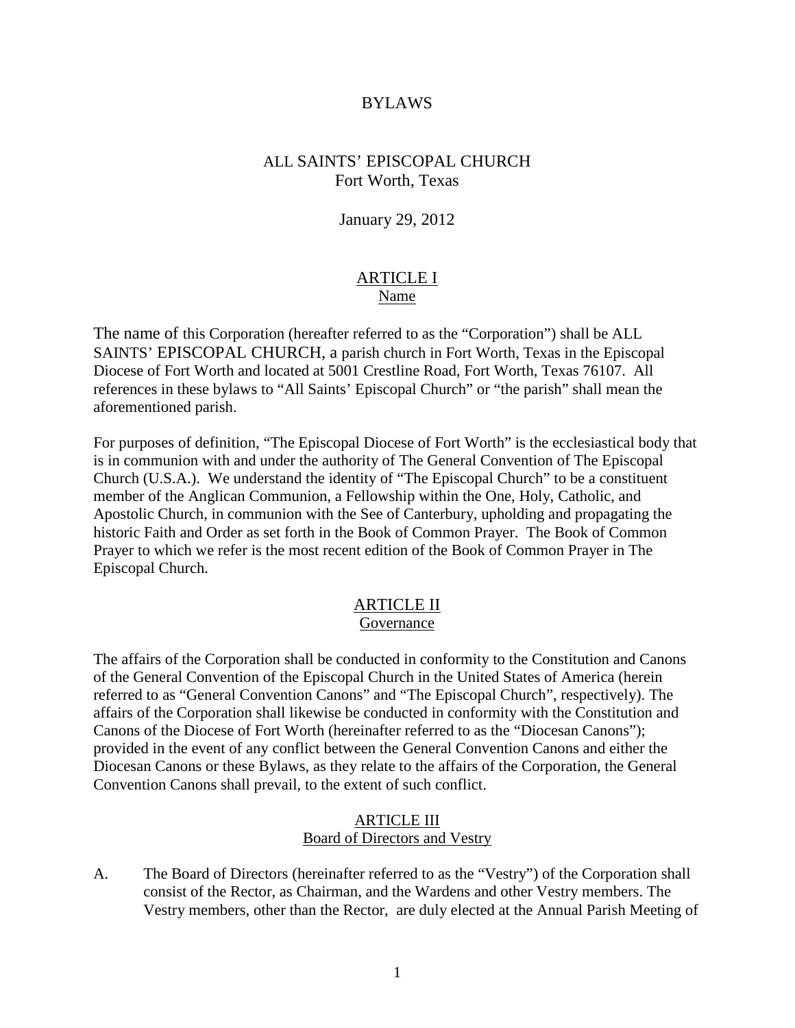# BYLAWS

## ALL SAINTS' EPISCOPAL CHURCH
## Fort Worth, Texas

January 29, 2012

## ARTICLE I
### Name

The name of this Corporation (hereafter referred to as the "Corporation") shall be ALL SAINTS' EPISCOPAL CHURCH, a parish church in Fort Worth, Texas in the Episcopal Diocese of Fort Worth and located at 5001 Crestline Road, Fort Worth, Texas 76107. All references in these bylaws to "All Saints' Episcopal Church" or "the parish" shall mean the aforementioned parish.

For purposes of definition, "The Episcopal Diocese of Fort Worth" is the ecclesiastical body that is in communion with and under the authority of The General Convention of The Episcopal Church (U.S.A.). We understand the identity of "The Episcopal Church" to be a constituent member of the Anglican Communion, a Fellowship within the One, Holy, Catholic, and Apostolic Church, in communion with the See of Canterbury, upholding and propagating the historic Faith and Order as set forth in the Book of Common Prayer. The Book of Common Prayer to which we refer is the most recent edition of the Book of Common Prayer in The Episcopal Church.

## ARTICLE II
### Governance

The affairs of the Corporation shall be conducted in conformity to the Constitution and Canons of the General Convention of the Episcopal Church in the United States of America (herein referred to as "General Convention Canons" and "The Episcopal Church", respectively). The affairs of the Corporation shall likewise be conducted in conformity with the Constitution and Canons of the Diocese of Fort Worth (hereinafter referred to as the "Diocesan Canons"); provided in the event of any conflict between the General Convention Canons and either the Diocesan Canons or these Bylaws, as they relate to the affairs of the Corporation, the General Convention Canons shall prevail, to the extent of such conflict.

## ARTICLE III
### Board of Directors and Vestry

A. The Board of Directors (hereinafter referred to as the "Vestry") of the Corporation shall consist of the Rector, as Chairman, and the Wardens and other Vestry members. The Vestry members, other than the Rector, are duly elected at the Annual Parish Meeting of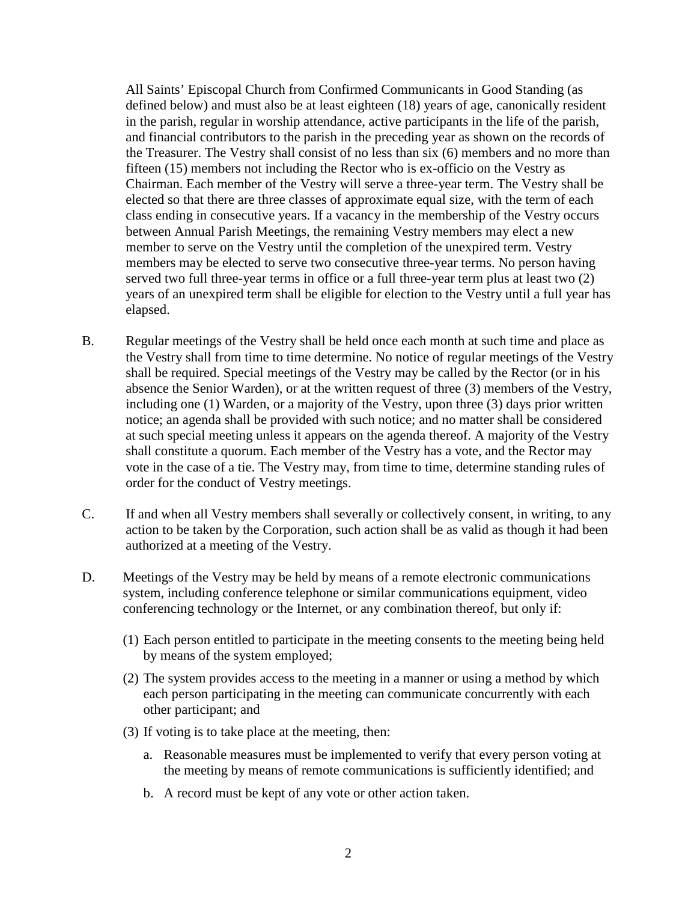All Saints' Episcopal Church from Confirmed Communicants in Good Standing (as defined below) and must also be at least eighteen (18) years of age, canonically resident in the parish, regular in worship attendance, active participants in the life of the parish, and financial contributors to the parish in the preceding year as shown on the records of the Treasurer. The Vestry shall consist of no less than six (6) members and no more than fifteen (15) members not including the Rector who is ex-officio on the Vestry as Chairman. Each member of the Vestry will serve a three-year term. The Vestry shall be elected so that there are three classes of approximate equal size, with the term of each class ending in consecutive years. If a vacancy in the membership of the Vestry occurs between Annual Parish Meetings, the remaining Vestry members may elect a new member to serve on the Vestry until the completion of the unexpired term. Vestry members may be elected to serve two consecutive three-year terms. No person having served two full three-year terms in office or a full three-year term plus at least two (2) years of an unexpired term shall be eligible for election to the Vestry until a full year has elapsed.

B. Regular meetings of the Vestry shall be held once each month at such time and place as the Vestry shall from time to time determine. No notice of regular meetings of the Vestry shall be required. Special meetings of the Vestry may be called by the Rector (or in his absence the Senior Warden), or at the written request of three (3) members of the Vestry, including one (1) Warden, or a majority of the Vestry, upon three (3) days prior written notice; an agenda shall be provided with such notice; and no matter shall be considered at such special meeting unless it appears on the agenda thereof. A majority of the Vestry shall constitute a quorum. Each member of the Vestry has a vote, and the Rector may vote in the case of a tie. The Vestry may, from time to time, determine standing rules of order for the conduct of Vestry meetings.

C. If and when all Vestry members shall severally or collectively consent, in writing, to any action to be taken by the Corporation, such action shall be as valid as though it had been authorized at a meeting of the Vestry.

D. Meetings of the Vestry may be held by means of a remote electronic communications system, including conference telephone or similar communications equipment, video conferencing technology or the Internet, or any combination thereof, but only if:

(1) Each person entitled to participate in the meeting consents to the meeting being held by means of the system employed;

(2) The system provides access to the meeting in a manner or using a method by which each person participating in the meeting can communicate concurrently with each other participant; and

(3) If voting is to take place at the meeting, then:

a. Reasonable measures must be implemented to verify that every person voting at the meeting by means of remote communications is sufficiently identified; and

b. A record must be kept of any vote or other action taken.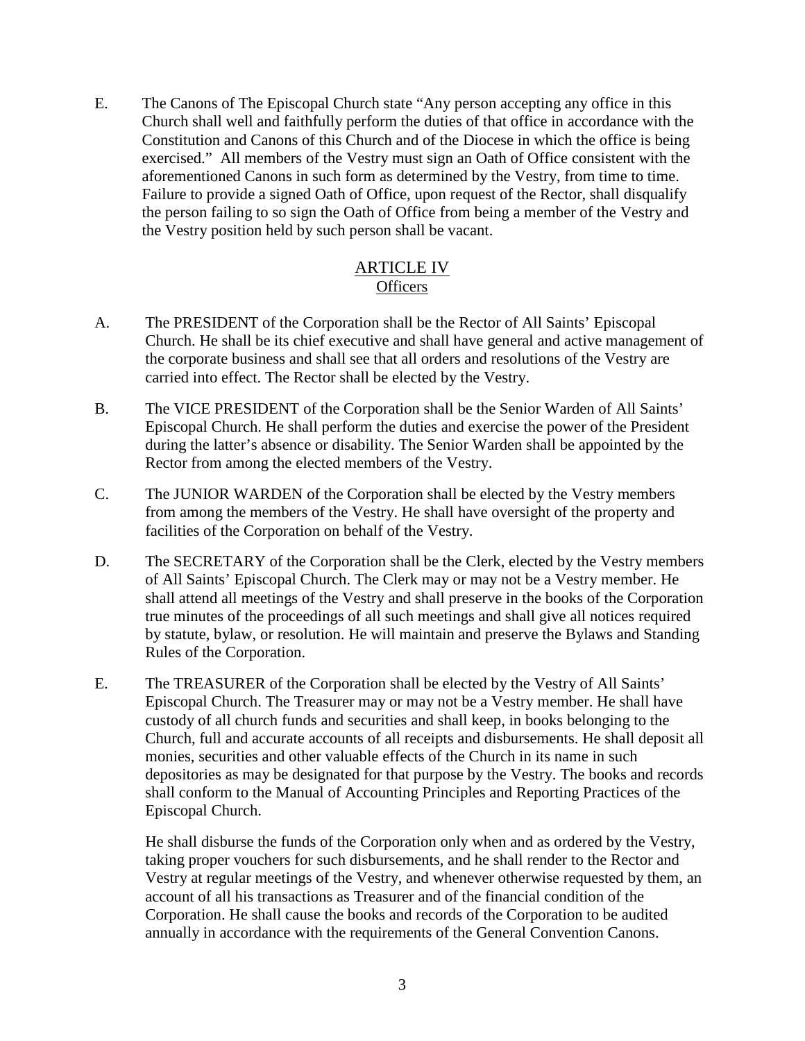E. The Canons of The Episcopal Church state "Any person accepting any office in this Church shall well and faithfully perform the duties of that office in accordance with the Constitution and Canons of this Church and of the Diocese in which the office is being exercised." All members of the Vestry must sign an Oath of Office consistent with the aforementioned Canons in such form as determined by the Vestry, from time to time. Failure to provide a signed Oath of Office, upon request of the Rector, shall disqualify the person failing to so sign the Oath of Office from being a member of the Vestry and the Vestry position held by such person shall be vacant.

## ARTICLE IV
### Officers

A. The PRESIDENT of the Corporation shall be the Rector of All Saints' Episcopal Church. He shall be its chief executive and shall have general and active management of the corporate business and shall see that all orders and resolutions of the Vestry are carried into effect. The Rector shall be elected by the Vestry.

B. The VICE PRESIDENT of the Corporation shall be the Senior Warden of All Saints' Episcopal Church. He shall perform the duties and exercise the power of the President during the latter's absence or disability. The Senior Warden shall be appointed by the Rector from among the elected members of the Vestry.

C. The JUNIOR WARDEN of the Corporation shall be elected by the Vestry members from among the members of the Vestry. He shall have oversight of the property and facilities of the Corporation on behalf of the Vestry.

D. The SECRETARY of the Corporation shall be the Clerk, elected by the Vestry members of All Saints' Episcopal Church. The Clerk may or may not be a Vestry member. He shall attend all meetings of the Vestry and shall preserve in the books of the Corporation true minutes of the proceedings of all such meetings and shall give all notices required by statute, bylaw, or resolution. He will maintain and preserve the Bylaws and Standing Rules of the Corporation.

E. The TREASURER of the Corporation shall be elected by the Vestry of All Saints' Episcopal Church. The Treasurer may or may not be a Vestry member. He shall have custody of all church funds and securities and shall keep, in books belonging to the Church, full and accurate accounts of all receipts and disbursements. He shall deposit all monies, securities and other valuable effects of the Church in its name in such depositories as may be designated for that purpose by the Vestry. The books and records shall conform to the Manual of Accounting Principles and Reporting Practices of the Episcopal Church.

He shall disburse the funds of the Corporation only when and as ordered by the Vestry, taking proper vouchers for such disbursements, and he shall render to the Rector and Vestry at regular meetings of the Vestry, and whenever otherwise requested by them, an account of all his transactions as Treasurer and of the financial condition of the Corporation. He shall cause the books and records of the Corporation to be audited annually in accordance with the requirements of the General Convention Canons.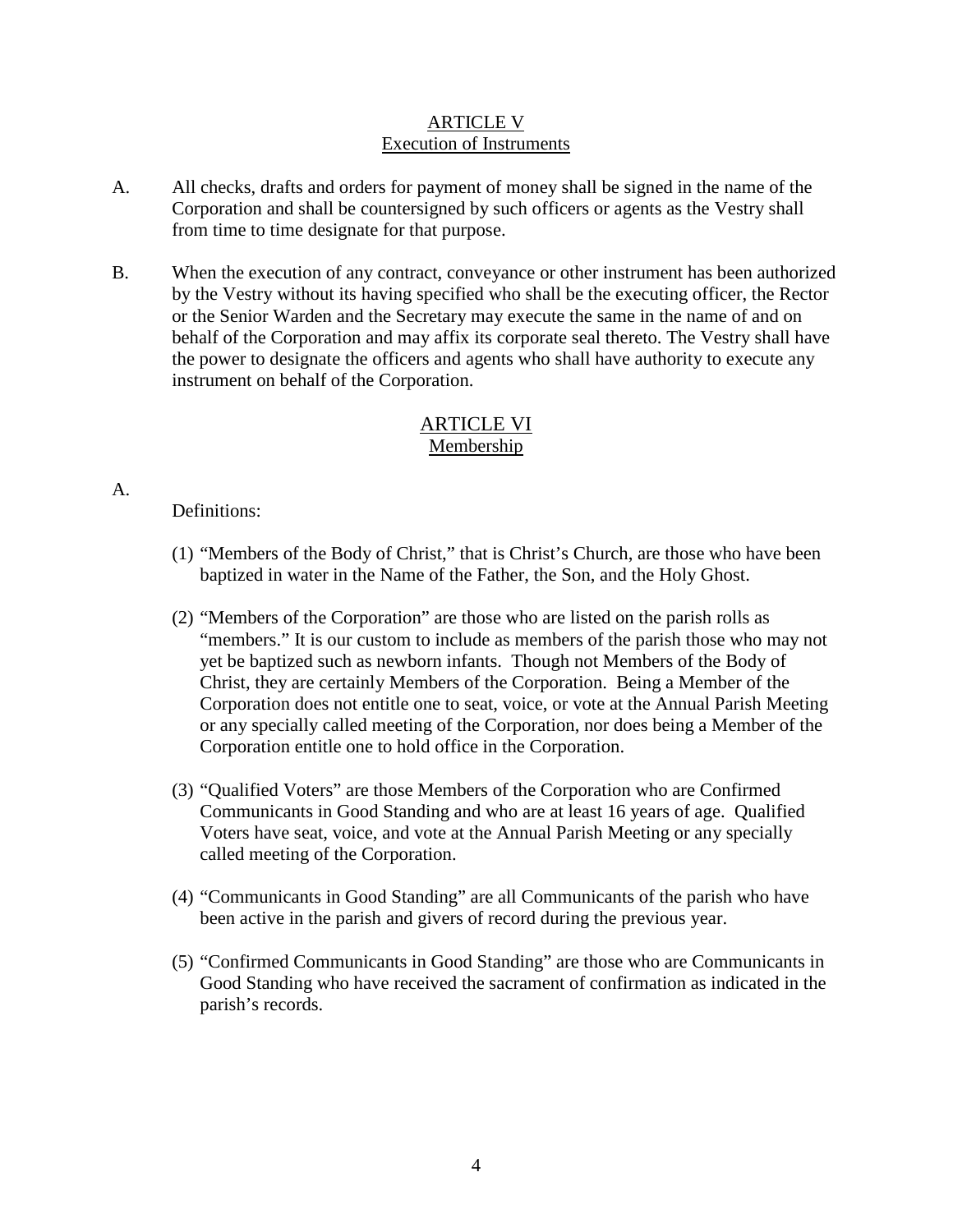## ARTICLE V
## Execution of Instruments

A. All checks, drafts and orders for payment of money shall be signed in the name of the Corporation and shall be countersigned by such officers or agents as the Vestry shall from time to time designate for that purpose.

B. When the execution of any contract, conveyance or other instrument has been authorized by the Vestry without its having specified who shall be the executing officer, the Rector or the Senior Warden and the Secretary may execute the same in the name of and on behalf of the Corporation and may affix its corporate seal thereto. The Vestry shall have the power to designate the officers and agents who shall have authority to execute any instrument on behalf of the Corporation.

## ARTICLE VI
## Membership

A. Definitions:

(1) "Members of the Body of Christ," that is Christ's Church, are those who have been baptized in water in the Name of the Father, the Son, and the Holy Ghost.

(2) "Members of the Corporation" are those who are listed on the parish rolls as "members." It is our custom to include as members of the parish those who may not yet be baptized such as newborn infants. Though not Members of the Body of Christ, they are certainly Members of the Corporation. Being a Member of the Corporation does not entitle one to seat, voice, or vote at the Annual Parish Meeting or any specially called meeting of the Corporation, nor does being a Member of the Corporation entitle one to hold office in the Corporation.

(3) "Qualified Voters" are those Members of the Corporation who are Confirmed Communicants in Good Standing and who are at least 16 years of age. Qualified Voters have seat, voice, and vote at the Annual Parish Meeting or any specially called meeting of the Corporation.

(4) "Communicants in Good Standing" are all Communicants of the parish who have been active in the parish and givers of record during the previous year.

(5) "Confirmed Communicants in Good Standing" are those who are Communicants in Good Standing who have received the sacrament of confirmation as indicated in the parish's records.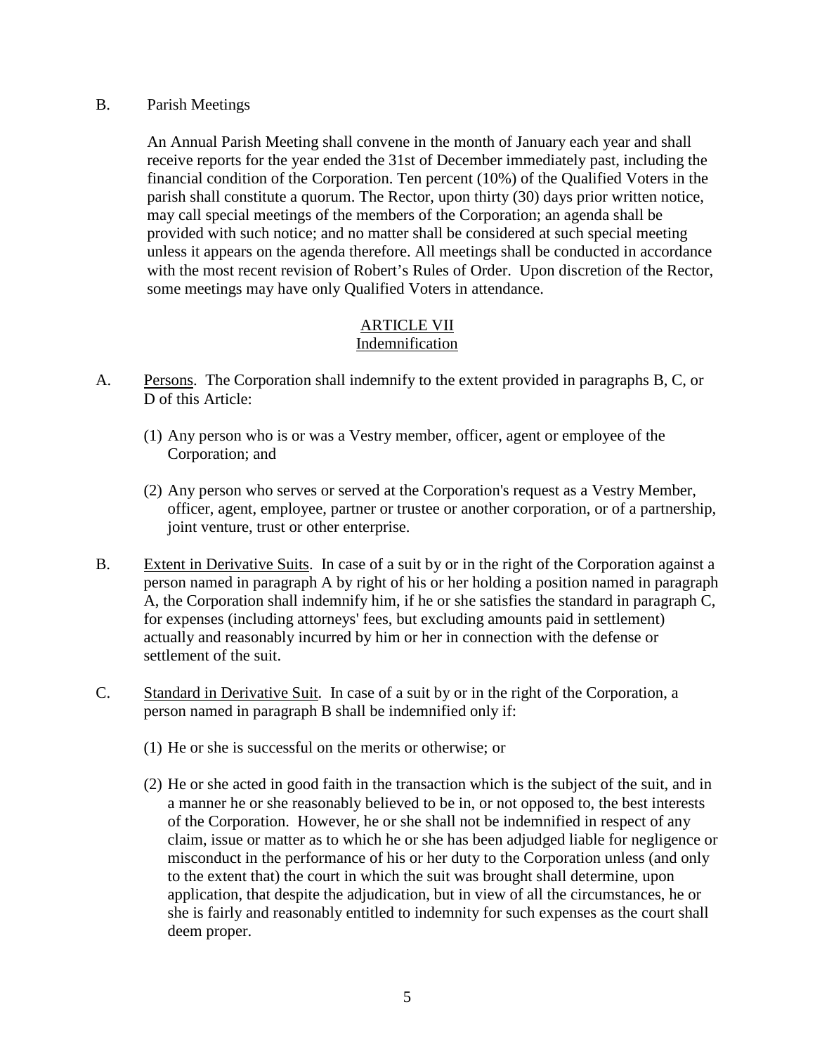B. Parish Meetings

An Annual Parish Meeting shall convene in the month of January each year and shall receive reports for the year ended the 31st of December immediately past, including the financial condition of the Corporation. Ten percent (10%) of the Qualified Voters in the parish shall constitute a quorum. The Rector, upon thirty (30) days prior written notice, may call special meetings of the members of the Corporation; an agenda shall be provided with such notice; and no matter shall be considered at such special meeting unless it appears on the agenda therefore. All meetings shall be conducted in accordance with the most recent revision of Robert's Rules of Order. Upon discretion of the Rector, some meetings may have only Qualified Voters in attendance.

## ARTICLE VII
## Indemnification

A. Persons. The Corporation shall indemnify to the extent provided in paragraphs B, C, or D of this Article:

(1) Any person who is or was a Vestry member, officer, agent or employee of the Corporation; and

(2) Any person who serves or served at the Corporation's request as a Vestry Member, officer, agent, employee, partner or trustee or another corporation, or of a partnership, joint venture, trust or other enterprise.

B. Extent in Derivative Suits. In case of a suit by or in the right of the Corporation against a person named in paragraph A by right of his or her holding a position named in paragraph A, the Corporation shall indemnify him, if he or she satisfies the standard in paragraph C, for expenses (including attorneys' fees, but excluding amounts paid in settlement) actually and reasonably incurred by him or her in connection with the defense or settlement of the suit.

C. Standard in Derivative Suit. In case of a suit by or in the right of the Corporation, a person named in paragraph B shall be indemnified only if:

(1) He or she is successful on the merits or otherwise; or

(2) He or she acted in good faith in the transaction which is the subject of the suit, and in a manner he or she reasonably believed to be in, or not opposed to, the best interests of the Corporation. However, he or she shall not be indemnified in respect of any claim, issue or matter as to which he or she has been adjudged liable for negligence or misconduct in the performance of his or her duty to the Corporation unless (and only to the extent that) the court in which the suit was brought shall determine, upon application, that despite the adjudication, but in view of all the circumstances, he or she is fairly and reasonably entitled to indemnity for such expenses as the court shall deem proper.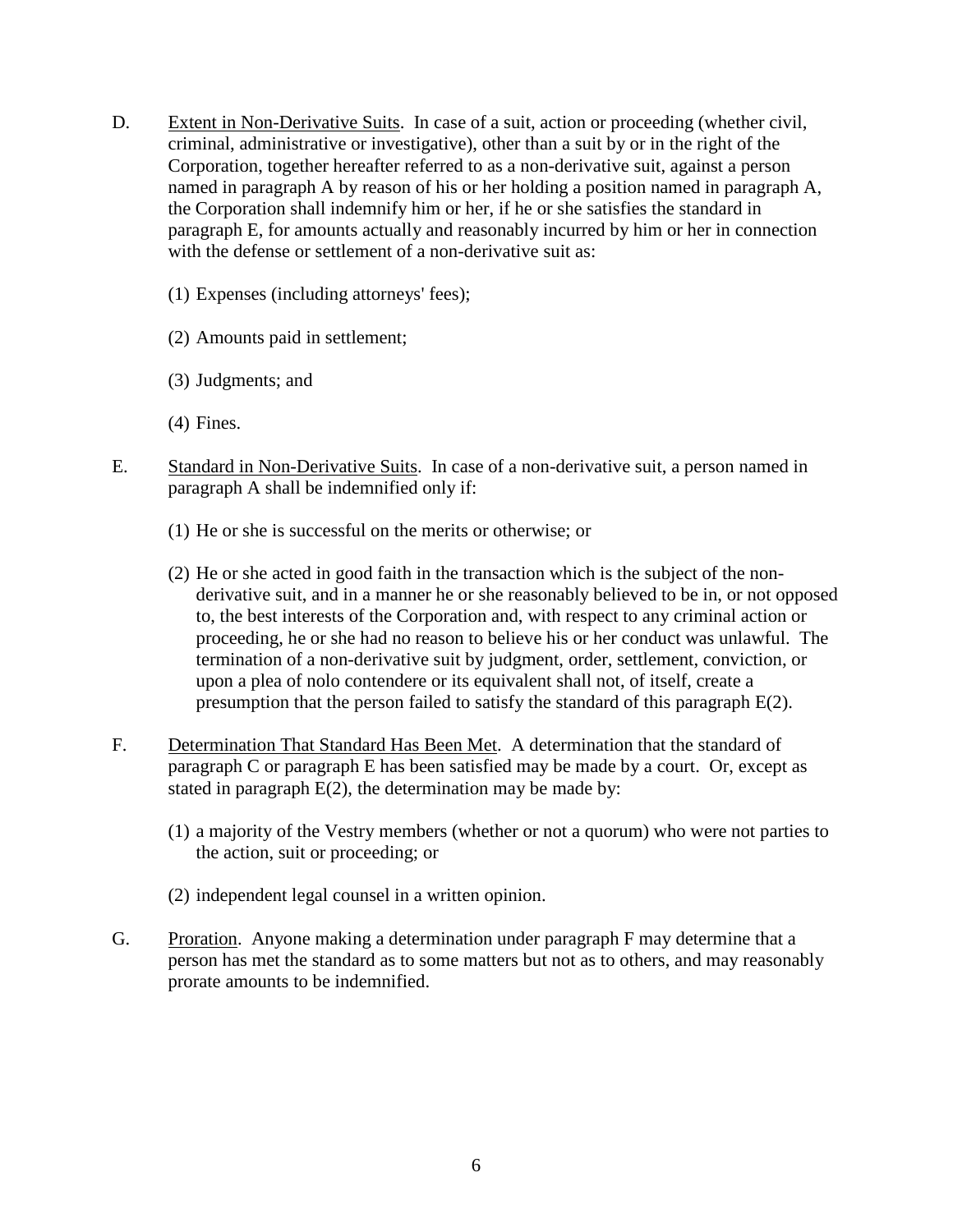D. <u>Extent in Non-Derivative Suits</u>. In case of a suit, action or proceeding (whether civil, criminal, administrative or investigative), other than a suit by or in the right of the Corporation, together hereafter referred to as a non-derivative suit, against a person named in paragraph A by reason of his or her holding a position named in paragraph A, the Corporation shall indemnify him or her, if he or she satisfies the standard in paragraph E, for amounts actually and reasonably incurred by him or her in connection with the defense or settlement of a non-derivative suit as:

   (1) Expenses (including attorneys' fees);

   (2) Amounts paid in settlement;

   (3) Judgments; and

   (4) Fines.

E. <u>Standard in Non-Derivative Suits</u>. In case of a non-derivative suit, a person named in paragraph A shall be indemnified only if:

   (1) He or she is successful on the merits or otherwise; or

   (2) He or she acted in good faith in the transaction which is the subject of the non-derivative suit, and in a manner he or she reasonably believed to be in, or not opposed to, the best interests of the Corporation and, with respect to any criminal action or proceeding, he or she had no reason to believe his or her conduct was unlawful. The termination of a non-derivative suit by judgment, order, settlement, conviction, or upon a plea of nolo contendere or its equivalent shall not, of itself, create a presumption that the person failed to satisfy the standard of this paragraph E(2).

F. <u>Determination That Standard Has Been Met</u>. A determination that the standard of paragraph C or paragraph E has been satisfied may be made by a court. Or, except as stated in paragraph E(2), the determination may be made by:

   (1) a majority of the Vestry members (whether or not a quorum) who were not parties to the action, suit or proceeding; or

   (2) independent legal counsel in a written opinion.

G. <u>Proration</u>. Anyone making a determination under paragraph F may determine that a person has met the standard as to some matters but not as to others, and may reasonably prorate amounts to be indemnified.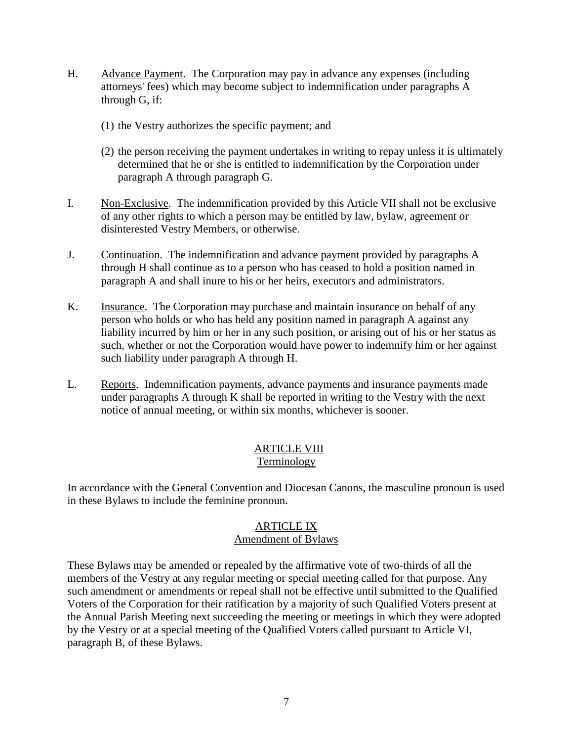H. <u>Advance Payment</u>. The Corporation may pay in advance any expenses (including attorneys' fees) which may become subject to indemnification under paragraphs A through G, if:

   (1) the Vestry authorizes the specific payment; and

   (2) the person receiving the payment undertakes in writing to repay unless it is ultimately determined that he or she is entitled to indemnification by the Corporation under paragraph A through paragraph G.

I. <u>Non-Exclusive</u>. The indemnification provided by this Article VII shall not be exclusive of any other rights to which a person may be entitled by law, bylaw, agreement or disinterested Vestry Members, or otherwise.

J. <u>Continuation</u>. The indemnification and advance payment provided by paragraphs A through H shall continue as to a person who has ceased to hold a position named in paragraph A and shall inure to his or her heirs, executors and administrators.

K. <u>Insurance</u>. The Corporation may purchase and maintain insurance on behalf of any person who holds or who has held any position named in paragraph A against any liability incurred by him or her in any such position, or arising out of his or her status as such, whether or not the Corporation would have power to indemnify him or her against such liability under paragraph A through H.

L. <u>Reports</u>. Indemnification payments, advance payments and insurance payments made under paragraphs A through K shall be reported in writing to the Vestry with the next notice of annual meeting, or within six months, whichever is sooner.

## ARTICLE VIII
## Terminology

In accordance with the General Convention and Diocesan Canons, the masculine pronoun is used in these Bylaws to include the feminine pronoun.

## ARTICLE IX
## Amendment of Bylaws

These Bylaws may be amended or repealed by the affirmative vote of two-thirds of all the members of the Vestry at any regular meeting or special meeting called for that purpose. Any such amendment or amendments or repeal shall not be effective until submitted to the Qualified Voters of the Corporation for their ratification by a majority of such Qualified Voters present at the Annual Parish Meeting next succeeding the meeting or meetings in which they were adopted by the Vestry or at a special meeting of the Qualified Voters called pursuant to Article VI, paragraph B, of these Bylaws.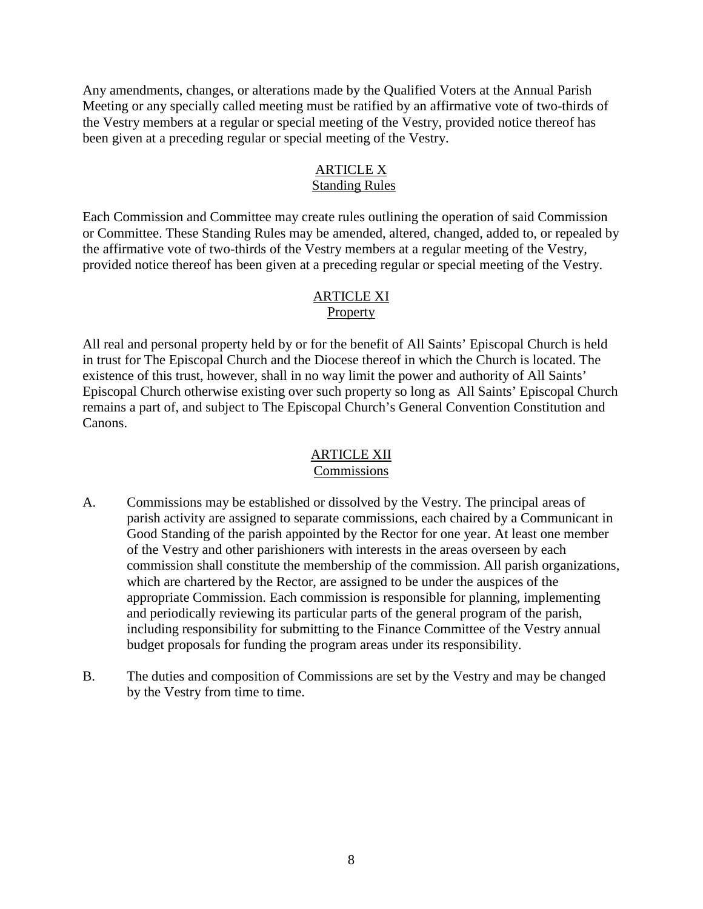Any amendments, changes, or alterations made by the Qualified Voters at the Annual Parish Meeting or any specially called meeting must be ratified by an affirmative vote of two-thirds of the Vestry members at a regular or special meeting of the Vestry, provided notice thereof has been given at a preceding regular or special meeting of the Vestry.

## ARTICLE X
## Standing Rules

Each Commission and Committee may create rules outlining the operation of said Commission or Committee. These Standing Rules may be amended, altered, changed, added to, or repealed by the affirmative vote of two-thirds of the Vestry members at a regular meeting of the Vestry, provided notice thereof has been given at a preceding regular or special meeting of the Vestry.

## ARTICLE XI
## Property

All real and personal property held by or for the benefit of All Saints' Episcopal Church is held in trust for The Episcopal Church and the Diocese thereof in which the Church is located. The existence of this trust, however, shall in no way limit the power and authority of All Saints' Episcopal Church otherwise existing over such property so long as All Saints' Episcopal Church remains a part of, and subject to The Episcopal Church's General Convention Constitution and Canons.

## ARTICLE XII
## Commissions

A. Commissions may be established or dissolved by the Vestry. The principal areas of parish activity are assigned to separate commissions, each chaired by a Communicant in Good Standing of the parish appointed by the Rector for one year. At least one member of the Vestry and other parishioners with interests in the areas overseen by each commission shall constitute the membership of the commission. All parish organizations, which are chartered by the Rector, are assigned to be under the auspices of the appropriate Commission. Each commission is responsible for planning, implementing and periodically reviewing its particular parts of the general program of the parish, including responsibility for submitting to the Finance Committee of the Vestry annual budget proposals for funding the program areas under its responsibility.

B. The duties and composition of Commissions are set by the Vestry and may be changed by the Vestry from time to time.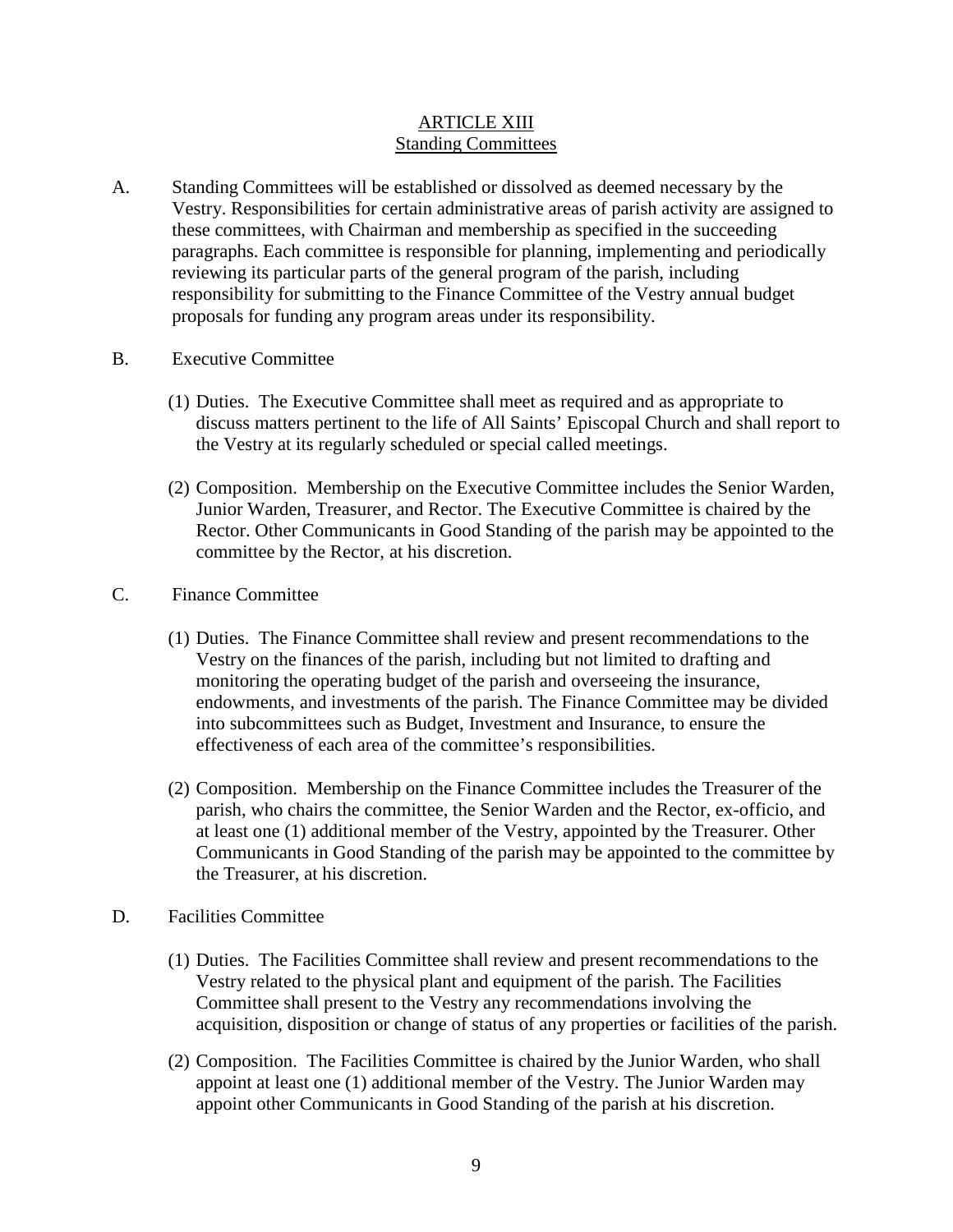# ARTICLE XIII
## Standing Committees

A. Standing Committees will be established or dissolved as deemed necessary by the Vestry. Responsibilities for certain administrative areas of parish activity are assigned to these committees, with Chairman and membership as specified in the succeeding paragraphs. Each committee is responsible for planning, implementing and periodically reviewing its particular parts of the general program of the parish, including responsibility for submitting to the Finance Committee of the Vestry annual budget proposals for funding any program areas under its responsibility.

B. Executive Committee

(1) Duties. The Executive Committee shall meet as required and as appropriate to discuss matters pertinent to the life of All Saints' Episcopal Church and shall report to the Vestry at its regularly scheduled or special called meetings.

(2) Composition. Membership on the Executive Committee includes the Senior Warden, Junior Warden, Treasurer, and Rector. The Executive Committee is chaired by the Rector. Other Communicants in Good Standing of the parish may be appointed to the committee by the Rector, at his discretion.

C. Finance Committee

(1) Duties. The Finance Committee shall review and present recommendations to the Vestry on the finances of the parish, including but not limited to drafting and monitoring the operating budget of the parish and overseeing the insurance, endowments, and investments of the parish. The Finance Committee may be divided into subcommittees such as Budget, Investment and Insurance, to ensure the effectiveness of each area of the committee's responsibilities.

(2) Composition. Membership on the Finance Committee includes the Treasurer of the parish, who chairs the committee, the Senior Warden and the Rector, ex-officio, and at least one (1) additional member of the Vestry, appointed by the Treasurer. Other Communicants in Good Standing of the parish may be appointed to the committee by the Treasurer, at his discretion.

D. Facilities Committee

(1) Duties. The Facilities Committee shall review and present recommendations to the Vestry related to the physical plant and equipment of the parish. The Facilities Committee shall present to the Vestry any recommendations involving the acquisition, disposition or change of status of any properties or facilities of the parish.

(2) Composition. The Facilities Committee is chaired by the Junior Warden, who shall appoint at least one (1) additional member of the Vestry. The Junior Warden may appoint other Communicants in Good Standing of the parish at his discretion.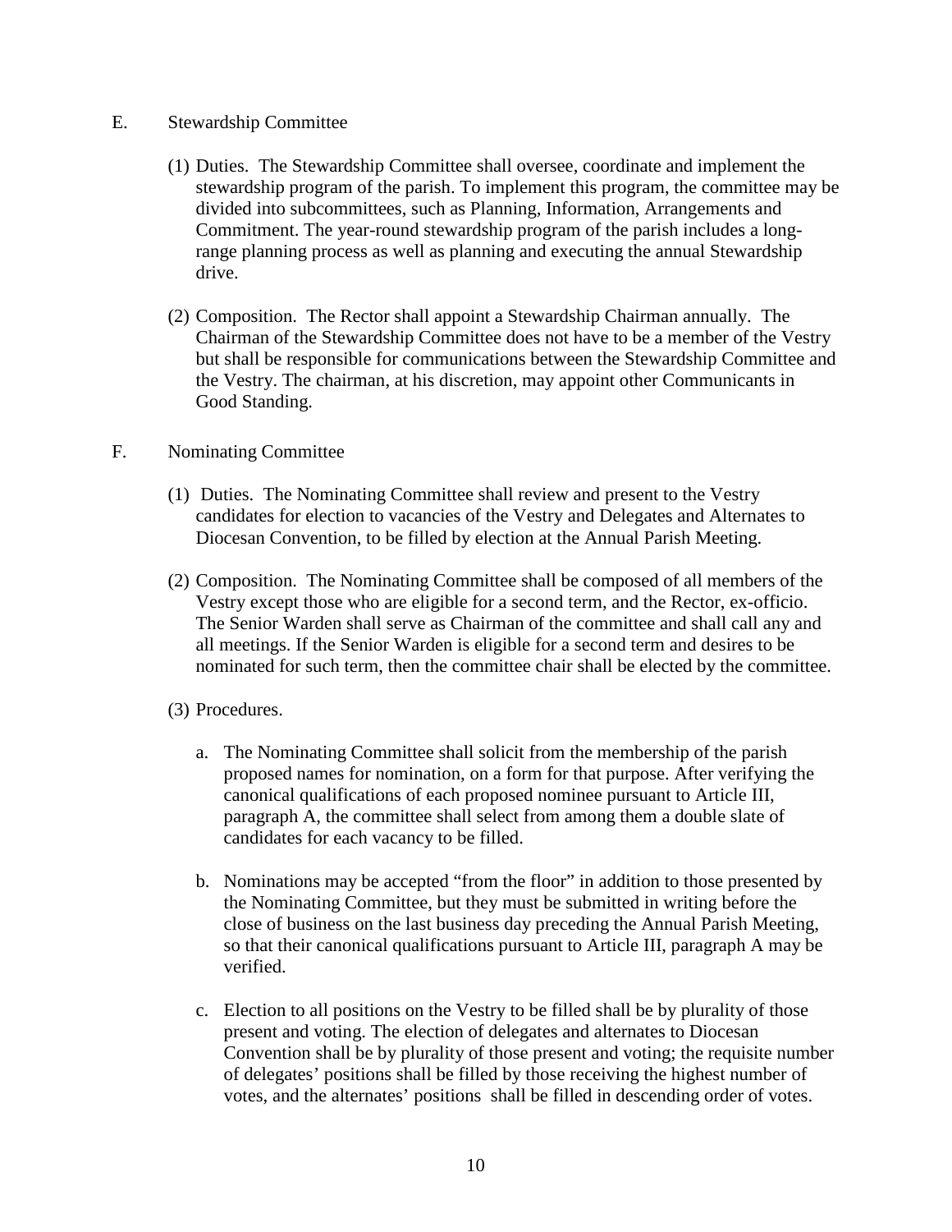E. Stewardship Committee

(1) Duties. The Stewardship Committee shall oversee, coordinate and implement the stewardship program of the parish. To implement this program, the committee may be divided into subcommittees, such as Planning, Information, Arrangements and Commitment. The year-round stewardship program of the parish includes a long-range planning process as well as planning and executing the annual Stewardship drive.

(2) Composition. The Rector shall appoint a Stewardship Chairman annually. The Chairman of the Stewardship Committee does not have to be a member of the Vestry but shall be responsible for communications between the Stewardship Committee and the Vestry. The chairman, at his discretion, may appoint other Communicants in Good Standing.

F. Nominating Committee

(1) Duties. The Nominating Committee shall review and present to the Vestry candidates for election to vacancies of the Vestry and Delegates and Alternates to Diocesan Convention, to be filled by election at the Annual Parish Meeting.

(2) Composition. The Nominating Committee shall be composed of all members of the Vestry except those who are eligible for a second term, and the Rector, ex-officio. The Senior Warden shall serve as Chairman of the committee and shall call any and all meetings. If the Senior Warden is eligible for a second term and desires to be nominated for such term, then the committee chair shall be elected by the committee.

(3) Procedures.

a. The Nominating Committee shall solicit from the membership of the parish proposed names for nomination, on a form for that purpose. After verifying the canonical qualifications of each proposed nominee pursuant to Article III, paragraph A, the committee shall select from among them a double slate of candidates for each vacancy to be filled.

b. Nominations may be accepted "from the floor" in addition to those presented by the Nominating Committee, but they must be submitted in writing before the close of business on the last business day preceding the Annual Parish Meeting, so that their canonical qualifications pursuant to Article III, paragraph A may be verified.

c. Election to all positions on the Vestry to be filled shall be by plurality of those present and voting. The election of delegates and alternates to Diocesan Convention shall be by plurality of those present and voting; the requisite number of delegates' positions shall be filled by those receiving the highest number of votes, and the alternates' positions shall be filled in descending order of votes.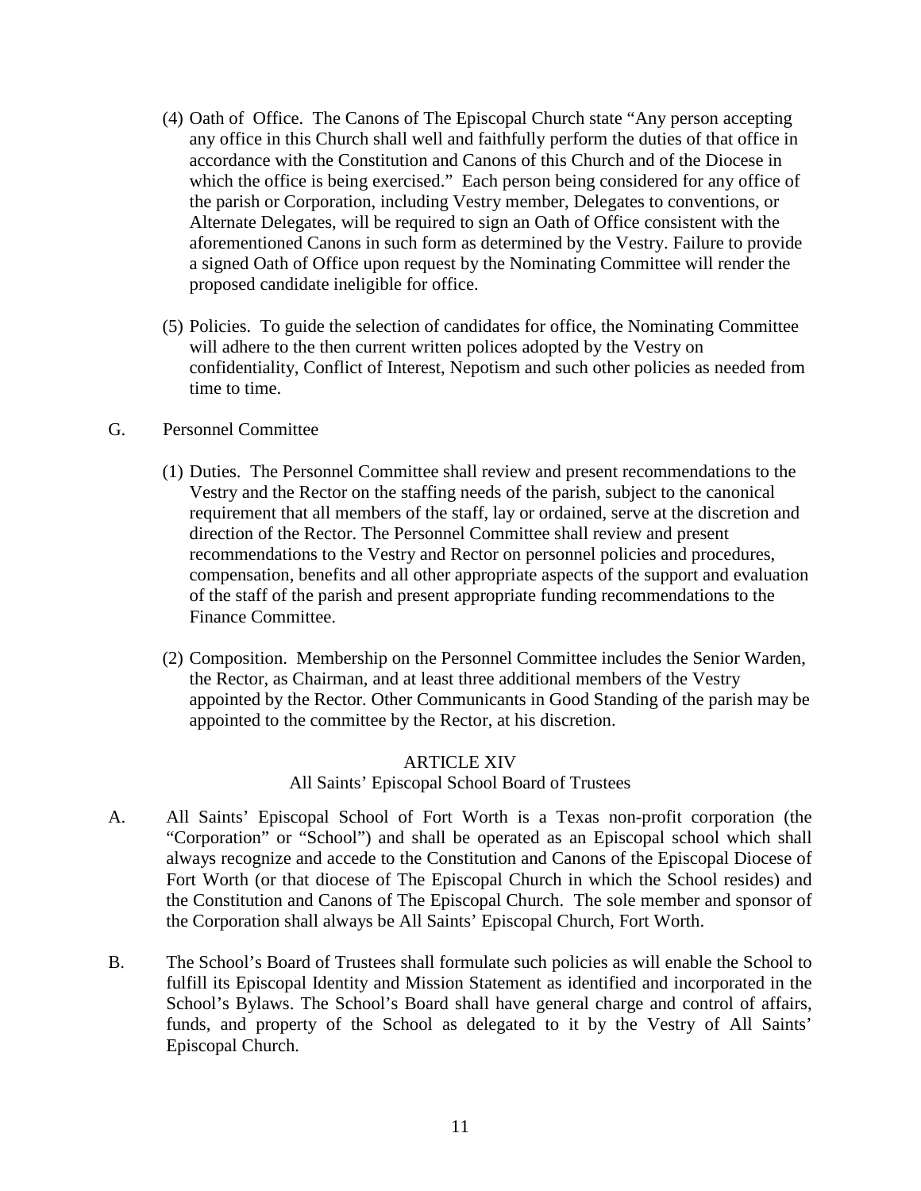(4) Oath of Office. The Canons of The Episcopal Church state "Any person accepting any office in this Church shall well and faithfully perform the duties of that office in accordance with the Constitution and Canons of this Church and of the Diocese in which the office is being exercised." Each person being considered for any office of the parish or Corporation, including Vestry member, Delegates to conventions, or Alternate Delegates, will be required to sign an Oath of Office consistent with the aforementioned Canons in such form as determined by the Vestry. Failure to provide a signed Oath of Office upon request by the Nominating Committee will render the proposed candidate ineligible for office.

(5) Policies. To guide the selection of candidates for office, the Nominating Committee will adhere to the then current written polices adopted by the Vestry on confidentiality, Conflict of Interest, Nepotism and such other policies as needed from time to time.

G. Personnel Committee

(1) Duties. The Personnel Committee shall review and present recommendations to the Vestry and the Rector on the staffing needs of the parish, subject to the canonical requirement that all members of the staff, lay or ordained, serve at the discretion and direction of the Rector. The Personnel Committee shall review and present recommendations to the Vestry and Rector on personnel policies and procedures, compensation, benefits and all other appropriate aspects of the support and evaluation of the staff of the parish and present appropriate funding recommendations to the Finance Committee.

(2) Composition. Membership on the Personnel Committee includes the Senior Warden, the Rector, as Chairman, and at least three additional members of the Vestry appointed by the Rector. Other Communicants in Good Standing of the parish may be appointed to the committee by the Rector, at his discretion.

## ARTICLE XIV
## All Saints' Episcopal School Board of Trustees

A. All Saints' Episcopal School of Fort Worth is a Texas non-profit corporation (the "Corporation" or "School") and shall be operated as an Episcopal school which shall always recognize and accede to the Constitution and Canons of the Episcopal Diocese of Fort Worth (or that diocese of The Episcopal Church in which the School resides) and the Constitution and Canons of The Episcopal Church. The sole member and sponsor of the Corporation shall always be All Saints' Episcopal Church, Fort Worth.

B. The School's Board of Trustees shall formulate such policies as will enable the School to fulfill its Episcopal Identity and Mission Statement as identified and incorporated in the School's Bylaws. The School's Board shall have general charge and control of affairs, funds, and property of the School as delegated to it by the Vestry of All Saints' Episcopal Church.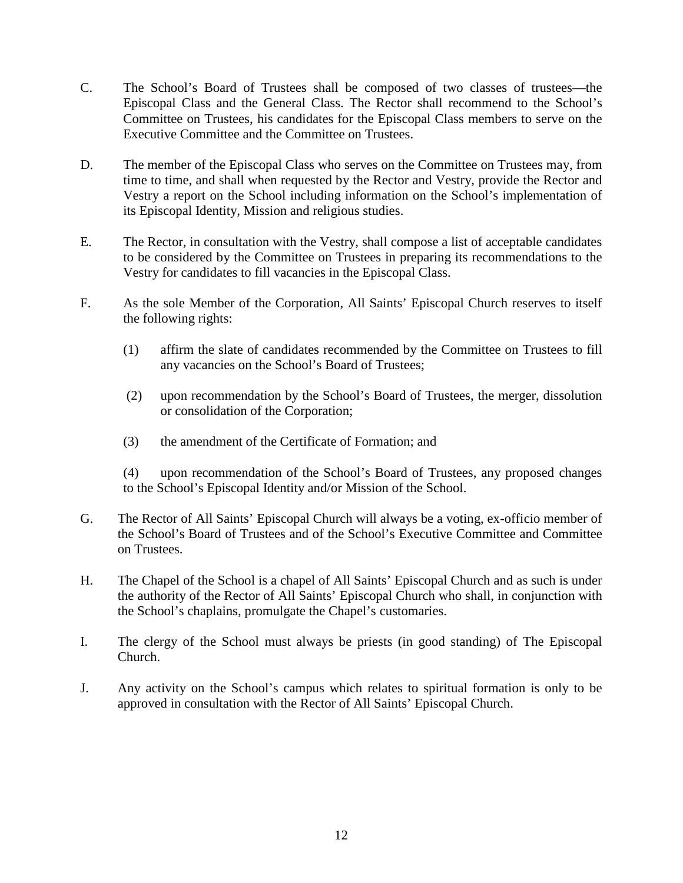C. The School's Board of Trustees shall be composed of two classes of trustees—the Episcopal Class and the General Class. The Rector shall recommend to the School's Committee on Trustees, his candidates for the Episcopal Class members to serve on the Executive Committee and the Committee on Trustees.

D. The member of the Episcopal Class who serves on the Committee on Trustees may, from time to time, and shall when requested by the Rector and Vestry, provide the Rector and Vestry a report on the School including information on the School's implementation of its Episcopal Identity, Mission and religious studies.

E. The Rector, in consultation with the Vestry, shall compose a list of acceptable candidates to be considered by the Committee on Trustees in preparing its recommendations to the Vestry for candidates to fill vacancies in the Episcopal Class.

F. As the sole Member of the Corporation, All Saints' Episcopal Church reserves to itself the following rights:

   (1) affirm the slate of candidates recommended by the Committee on Trustees to fill any vacancies on the School's Board of Trustees;

   (2) upon recommendation by the School's Board of Trustees, the merger, dissolution or consolidation of the Corporation;

   (3) the amendment of the Certificate of Formation; and

   (4) upon recommendation of the School's Board of Trustees, any proposed changes to the School's Episcopal Identity and/or Mission of the School.

G. The Rector of All Saints' Episcopal Church will always be a voting, ex-officio member of the School's Board of Trustees and of the School's Executive Committee and Committee on Trustees.

H. The Chapel of the School is a chapel of All Saints' Episcopal Church and as such is under the authority of the Rector of All Saints' Episcopal Church who shall, in conjunction with the School's chaplains, promulgate the Chapel's customaries.

I. The clergy of the School must always be priests (in good standing) of The Episcopal Church.

J. Any activity on the School's campus which relates to spiritual formation is only to be approved in consultation with the Rector of All Saints' Episcopal Church.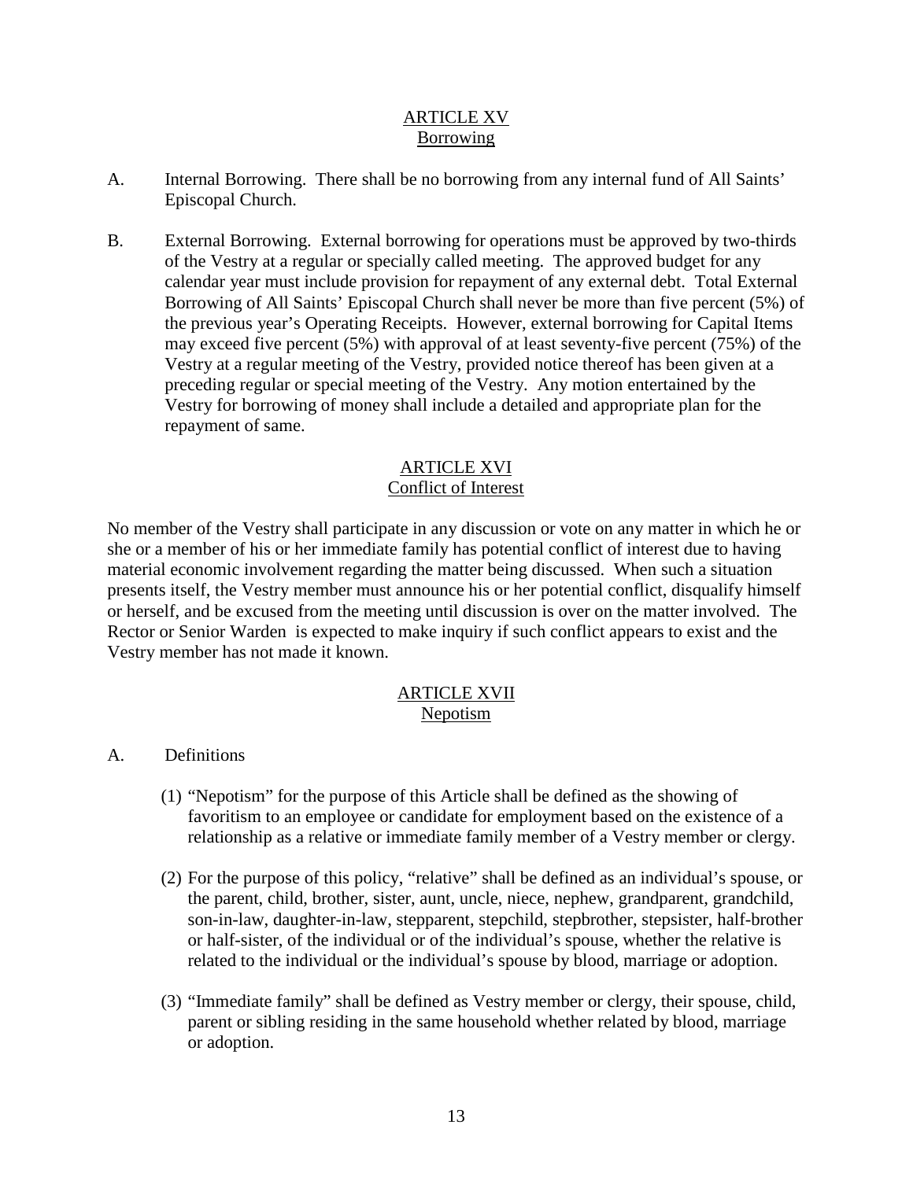## ARTICLE XV
## Borrowing

A. Internal Borrowing. There shall be no borrowing from any internal fund of All Saints' Episcopal Church.

B. External Borrowing. External borrowing for operations must be approved by two-thirds of the Vestry at a regular or specially called meeting. The approved budget for any calendar year must include provision for repayment of any external debt. Total External Borrowing of All Saints' Episcopal Church shall never be more than five percent (5%) of the previous year's Operating Receipts. However, external borrowing for Capital Items may exceed five percent (5%) with approval of at least seventy-five percent (75%) of the Vestry at a regular meeting of the Vestry, provided notice thereof has been given at a preceding regular or special meeting of the Vestry. Any motion entertained by the Vestry for borrowing of money shall include a detailed and appropriate plan for the repayment of same.

## ARTICLE XVI
## Conflict of Interest

No member of the Vestry shall participate in any discussion or vote on any matter in which he or she or a member of his or her immediate family has potential conflict of interest due to having material economic involvement regarding the matter being discussed. When such a situation presents itself, the Vestry member must announce his or her potential conflict, disqualify himself or herself, and be excused from the meeting until discussion is over on the matter involved. The Rector or Senior Warden is expected to make inquiry if such conflict appears to exist and the Vestry member has not made it known.

## ARTICLE XVII
## Nepotism

A. Definitions

(1) "Nepotism" for the purpose of this Article shall be defined as the showing of favoritism to an employee or candidate for employment based on the existence of a relationship as a relative or immediate family member of a Vestry member or clergy.

(2) For the purpose of this policy, "relative" shall be defined as an individual's spouse, or the parent, child, brother, sister, aunt, uncle, niece, nephew, grandparent, grandchild, son-in-law, daughter-in-law, stepparent, stepchild, stepbrother, stepsister, half-brother or half-sister, of the individual or of the individual's spouse, whether the relative is related to the individual or the individual's spouse by blood, marriage or adoption.

(3) "Immediate family" shall be defined as Vestry member or clergy, their spouse, child, parent or sibling residing in the same household whether related by blood, marriage or adoption.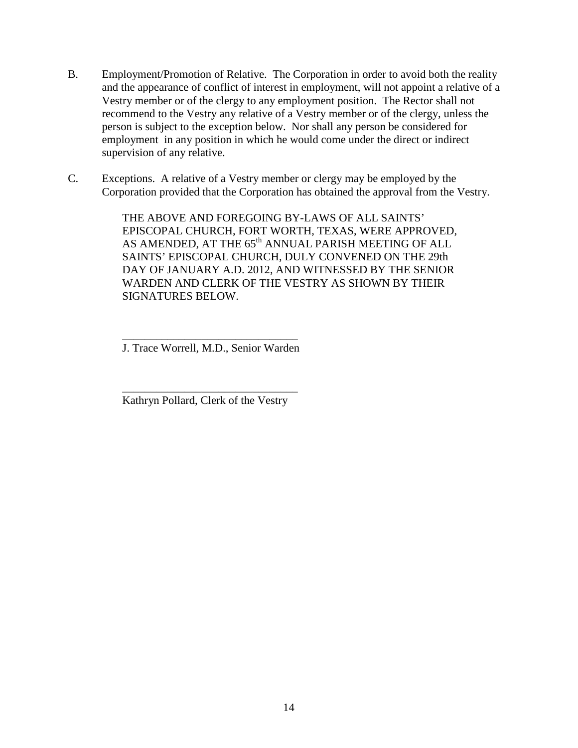B. Employment/Promotion of Relative. The Corporation in order to avoid both the reality and the appearance of conflict of interest in employment, will not appoint a relative of a Vestry member or of the clergy to any employment position. The Rector shall not recommend to the Vestry any relative of a Vestry member or of the clergy, unless the person is subject to the exception below. Nor shall any person be considered for employment in any position in which he would come under the direct or indirect supervision of any relative.

C. Exceptions. A relative of a Vestry member or clergy may be employed by the Corporation provided that the Corporation has obtained the approval from the Vestry.

THE ABOVE AND FOREGOING BY-LAWS OF ALL SAINTS' EPISCOPAL CHURCH, FORT WORTH, TEXAS, WERE APPROVED, AS AMENDED, AT THE 65th ANNUAL PARISH MEETING OF ALL SAINTS' EPISCOPAL CHURCH, DULY CONVENED ON THE 29th DAY OF JANUARY A.D. 2012, AND WITNESSED BY THE SENIOR WARDEN AND CLERK OF THE VESTRY AS SHOWN BY THEIR SIGNATURES BELOW.

______________________________
J. Trace Worrell, M.D., Senior Warden

______________________________
Kathryn Pollard, Clerk of the Vestry